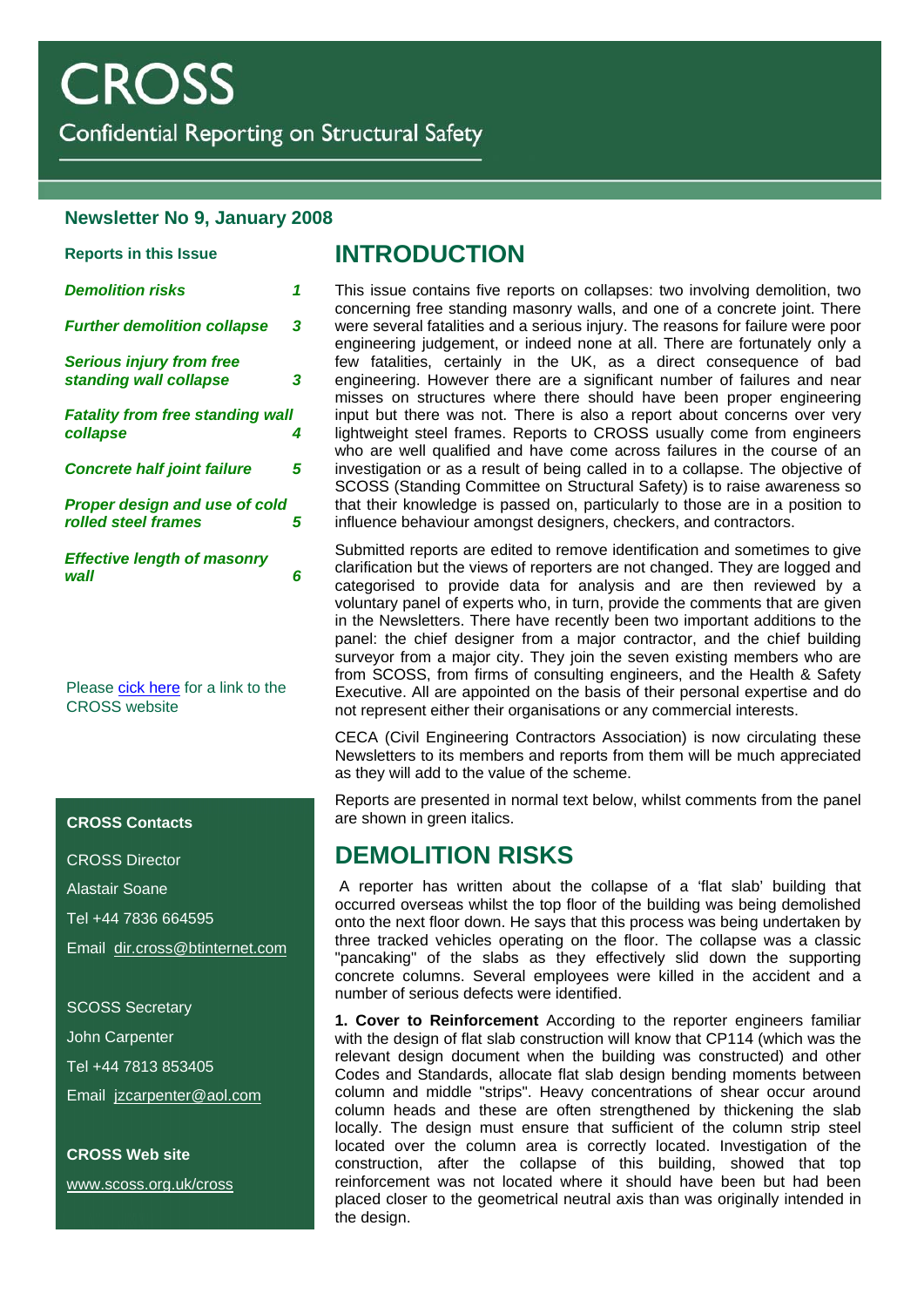# CROSS

Confidential Reporting on Structural Safety

## Newsletter No 9, January 2008

**Reports in this Issue**

| | |
|---|---|
| ***Demolition risks*** | ***1*** |
| ***Further demolition collapse*** | ***3*** |
| ***Serious injury from free standing wall collapse*** | ***3*** |
| ***Fatality from free standing wall collapse*** | ***4*** |
| ***Concrete half joint failure*** | ***5*** |
| ***Proper design and use of cold rolled steel frames*** | ***5*** |
| ***Effective length of masonry wall*** | ***6*** |

Please cick here for a link to the CROSS website

**CROSS Contacts**

CROSS Director

Alastair Soane

Tel +44 7836 664595

Email dir.cross@btinternet.com

SCOSS Secretary

John Carpenter

Tel +44 7813 853405

Email jzcarpenter@aol.com

**CROSS Web site**

www.scoss.org.uk/cross

## INTRODUCTION

This issue contains five reports on collapses: two involving demolition, two concerning free standing masonry walls, and one of a concrete joint. There were several fatalities and a serious injury. The reasons for failure were poor engineering judgement, or indeed none at all. There are fortunately only a few fatalities, certainly in the UK, as a direct consequence of bad engineering. However there are a significant number of failures and near misses on structures where there should have been proper engineering input but there was not. There is also a report about concerns over very lightweight steel frames. Reports to CROSS usually come from engineers who are well qualified and have come across failures in the course of an investigation or as a result of being called in to a collapse. The objective of SCOSS (Standing Committee on Structural Safety) is to raise awareness so that their knowledge is passed on, particularly to those are in a position to influence behaviour amongst designers, checkers, and contractors.

Submitted reports are edited to remove identification and sometimes to give clarification but the views of reporters are not changed. They are logged and categorised to provide data for analysis and are then reviewed by a voluntary panel of experts who, in turn, provide the comments that are given in the Newsletters. There have recently been two important additions to the panel: the chief designer from a major contractor, and the chief building surveyor from a major city. They join the seven existing members who are from SCOSS, from firms of consulting engineers, and the Health & Safety Executive. All are appointed on the basis of their personal expertise and do not represent either their organisations or any commercial interests.

CECA (Civil Engineering Contractors Association) is now circulating these Newsletters to its members and reports from them will be much appreciated as they will add to the value of the scheme.

Reports are presented in normal text below, whilst comments from the panel are shown in green italics.

## DEMOLITION RISKS

A reporter has written about the collapse of a 'flat slab' building that occurred overseas whilst the top floor of the building was being demolished onto the next floor down. He says that this process was being undertaken by three tracked vehicles operating on the floor. The collapse was a classic "pancaking" of the slabs as they effectively slid down the supporting concrete columns. Several employees were killed in the accident and a number of serious defects were identified.

**1. Cover to Reinforcement** According to the reporter engineers familiar with the design of flat slab construction will know that CP114 (which was the relevant design document when the building was constructed) and other Codes and Standards, allocate flat slab design bending moments between column and middle "strips". Heavy concentrations of shear occur around column heads and these are often strengthened by thickening the slab locally. The design must ensure that sufficient of the column strip steel located over the column area is correctly located. Investigation of the construction, after the collapse of this building, showed that top reinforcement was not located where it should have been but had been placed closer to the geometrical neutral axis than was originally intended in the design.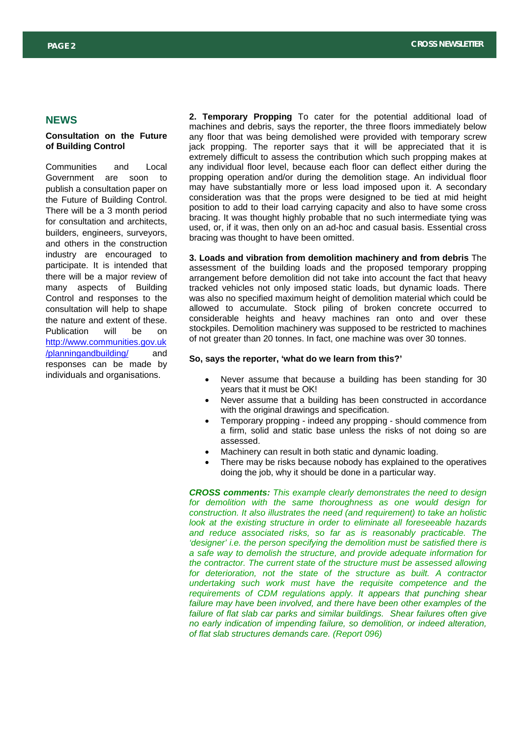## NEWS

### Consultation on the Future of Building Control

Communities and Local Government are soon to publish a consultation paper on the Future of Building Control. There will be a 3 month period for consultation and architects, builders, engineers, surveyors, and others in the construction industry are encouraged to participate. It is intended that there will be a major review of many aspects of Building Control and responses to the consultation will help to shape the nature and extent of these. Publication will be on [http://www.communities.gov.uk/planningandbuilding/](http://www.communities.gov.uk/planningandbuilding/) and responses can be made by individuals and organisations.

**2. Temporary Propping** To cater for the potential additional load of machines and debris, says the reporter, the three floors immediately below any floor that was being demolished were provided with temporary screw jack propping. The reporter says that it will be appreciated that it is extremely difficult to assess the contribution which such propping makes at any individual floor level, because each floor can deflect either during the propping operation and/or during the demolition stage. An individual floor may have substantially more or less load imposed upon it. A secondary consideration was that the props were designed to be tied at mid height position to add to their load carrying capacity and also to have some cross bracing. It was thought highly probable that no such intermediate tying was used, or, if it was, then only on an ad-hoc and casual basis. Essential cross bracing was thought to have been omitted.

**3. Loads and vibration from demolition machinery and from debris** The assessment of the building loads and the proposed temporary propping arrangement before demolition did not take into account the fact that heavy tracked vehicles not only imposed static loads, but dynamic loads. There was also no specified maximum height of demolition material which could be allowed to accumulate. Stock piling of broken concrete occurred to considerable heights and heavy machines ran onto and over these stockpiles. Demolition machinery was supposed to be restricted to machines of not greater than 20 tonnes. In fact, one machine was over 30 tonnes.

**So, says the reporter, 'what do we learn from this?'**

- Never assume that because a building has been standing for 30 years that it must be OK!
- Never assume that a building has been constructed in accordance with the original drawings and specification.
- Temporary propping - indeed any propping - should commence from a firm, solid and static base unless the risks of not doing so are assessed.
- Machinery can result in both static and dynamic loading.
- There may be risks because nobody has explained to the operatives doing the job, why it should be done in a particular way.

***CROSS comments:*** *This example clearly demonstrates the need to design for demolition with the same thoroughness as one would design for construction. It also illustrates the need (and requirement) to take an holistic look at the existing structure in order to eliminate all foreseeable hazards and reduce associated risks, so far as is reasonably practicable. The 'designer' i.e. the person specifying the demolition must be satisfied there is a safe way to demolish the structure, and provide adequate information for the contractor. The current state of the structure must be assessed allowing for deterioration, not the state of the structure as built. A contractor undertaking such work must have the requisite competence and the requirements of CDM regulations apply. It appears that punching shear failure may have been involved, and there have been other examples of the failure of flat slab car parks and similar buildings. Shear failures often give no early indication of impending failure, so demolition, or indeed alteration, of flat slab structures demands care. (Report 096)*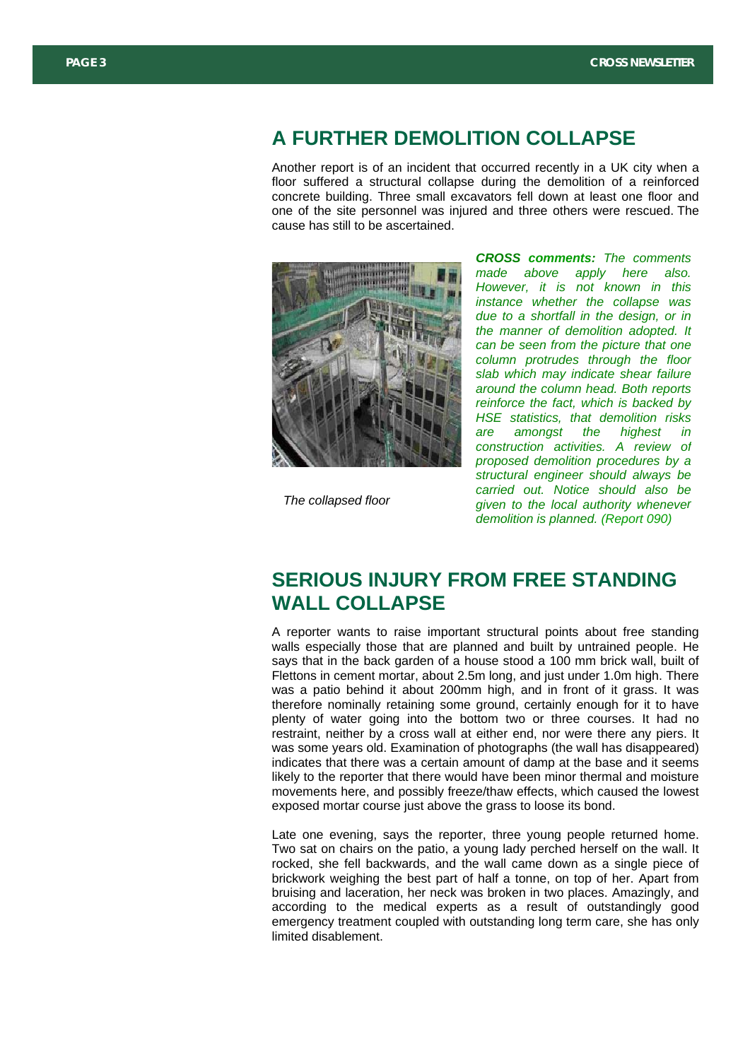## A FURTHER DEMOLITION COLLAPSE

Another report is of an incident that occurred recently in a UK city when a floor suffered a structural collapse during the demolition of a reinforced concrete building. Three small excavators fell down at least one floor and one of the site personnel was injured and three others were rescued. The cause has still to be ascertained.

*The collapsed floor*

***CROSS comments:*** *The comments made above apply here also. However, it is not known in this instance whether the collapse was due to a shortfall in the design, or in the manner of demolition adopted. It can be seen from the picture that one column protrudes through the floor slab which may indicate shear failure around the column head. Both reports reinforce the fact, which is backed by HSE statistics, that demolition risks are amongst the highest in construction activities. A review of proposed demolition procedures by a structural engineer should always be carried out. Notice should also be given to the local authority whenever demolition is planned. (Report 090)*

## SERIOUS INJURY FROM FREE STANDING WALL COLLAPSE

A reporter wants to raise important structural points about free standing walls especially those that are planned and built by untrained people. He says that in the back garden of a house stood a 100 mm brick wall, built of Flettons in cement mortar, about 2.5m long, and just under 1.0m high. There was a patio behind it about 200mm high, and in front of it grass. It was therefore nominally retaining some ground, certainly enough for it to have plenty of water going into the bottom two or three courses. It had no restraint, neither by a cross wall at either end, nor were there any piers. It was some years old. Examination of photographs (the wall has disappeared) indicates that there was a certain amount of damp at the base and it seems likely to the reporter that there would have been minor thermal and moisture movements here, and possibly freeze/thaw effects, which caused the lowest exposed mortar course just above the grass to loose its bond.

Late one evening, says the reporter, three young people returned home. Two sat on chairs on the patio, a young lady perched herself on the wall. It rocked, she fell backwards, and the wall came down as a single piece of brickwork weighing the best part of half a tonne, on top of her. Apart from bruising and laceration, her neck was broken in two places. Amazingly, and according to the medical experts as a result of outstandingly good emergency treatment coupled with outstanding long term care, she has only limited disablement.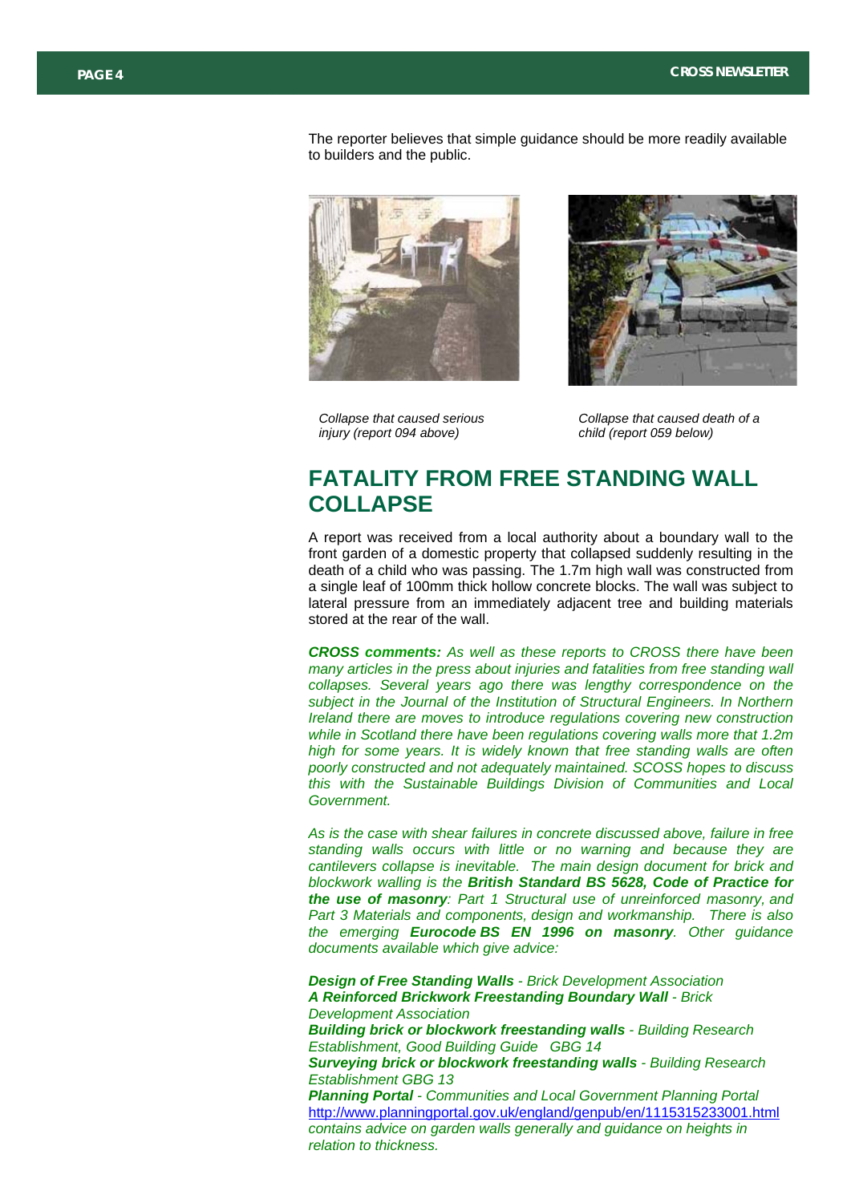The reporter believes that simple guidance should be more readily available to builders and the public.

*Collapse that caused serious injury (report 094 above)*

*Collapse that caused death of a child (report 059 below)*

## FATALITY FROM FREE STANDING WALL COLLAPSE

A report was received from a local authority about a boundary wall to the front garden of a domestic property that collapsed suddenly resulting in the death of a child who was passing. The 1.7m high wall was constructed from a single leaf of 100mm thick hollow concrete blocks. The wall was subject to lateral pressure from an immediately adjacent tree and building materials stored at the rear of the wall.

***CROSS comments:*** *As well as these reports to CROSS there have been many articles in the press about injuries and fatalities from free standing wall collapses. Several years ago there was lengthy correspondence on the subject in the Journal of the Institution of Structural Engineers. In Northern Ireland there are moves to introduce regulations covering new construction while in Scotland there have been regulations covering walls more that 1.2m high for some years. It is widely known that free standing walls are often poorly constructed and not adequately maintained. SCOSS hopes to discuss this with the Sustainable Buildings Division of Communities and Local Government.*

*As is the case with shear failures in concrete discussed above, failure in free standing walls occurs with little or no warning and because they are cantilevers collapse is inevitable. The main design document for brick and blockwork walling is the* ***British Standard BS 5628, Code of Practice for the use of masonry****: Part 1 Structural use of unreinforced masonry, and Part 3 Materials and components, design and workmanship. There is also the emerging* ***Eurocode BS EN 1996 on masonry****. Other guidance documents available which give advice:*

***Design of Free Standing Walls*** *- Brick Development Association*
***A Reinforced Brickwork Freestanding Boundary Wall*** *- Brick Development Association*
***Building brick or blockwork freestanding walls*** *- Building Research Establishment, Good Building Guide GBG 14*
***Surveying brick or blockwork freestanding walls*** *- Building Research Establishment GBG 13*
***Planning Portal*** *- Communities and Local Government Planning Portal*
http://www.planningportal.gov.uk/england/genpub/en/1115315233001.html
*contains advice on garden walls generally and guidance on heights in relation to thickness.*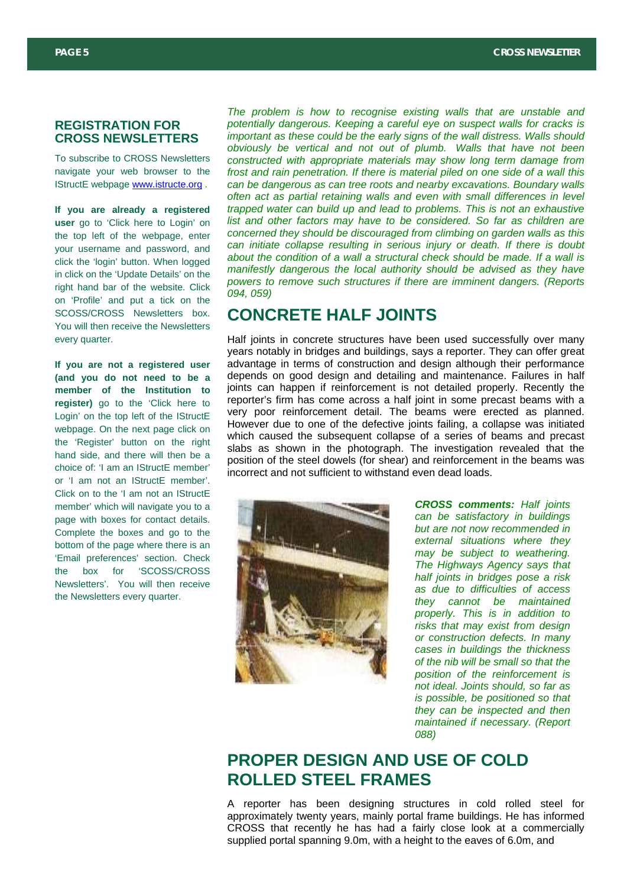## REGISTRATION FOR CROSS NEWSLETTERS

To subscribe to CROSS Newsletters navigate your web browser to the IStructE webpage www.istructe.org .

**If you are already a registered user** go to 'Click here to Login' on the top left of the webpage, enter your username and password, and click the 'login' button. When logged in click on the 'Update Details' on the right hand bar of the website. Click on 'Profile' and put a tick on the SCOSS/CROSS Newsletters box. You will then receive the Newsletters every quarter.

**If you are not a registered user (and you do not need to be a member of the Institution to register)** go to the 'Click here to Login' on the top left of the IStructE webpage. On the next page click on the 'Register' button on the right hand side, and there will then be a choice of: 'I am an IStructE member' or 'I am not an IStructE member'. Click on to the 'I am not an IStructE member' which will navigate you to a page with boxes for contact details. Complete the boxes and go to the bottom of the page where there is an 'Email preferences' section. Check the box for 'SCOSS/CROSS Newsletters'. You will then receive the Newsletters every quarter.

*The problem is how to recognise existing walls that are unstable and potentially dangerous. Keeping a careful eye on suspect walls for cracks is important as these could be the early signs of the wall distress. Walls should obviously be vertical and not out of plumb. Walls that have not been constructed with appropriate materials may show long term damage from frost and rain penetration. If there is material piled on one side of a wall this can be dangerous as can tree roots and nearby excavations. Boundary walls often act as partial retaining walls and even with small differences in level trapped water can build up and lead to problems. This is not an exhaustive list and other factors may have to be considered. So far as children are concerned they should be discouraged from climbing on garden walls as this can initiate collapse resulting in serious injury or death. If there is doubt about the condition of a wall a structural check should be made. If a wall is manifestly dangerous the local authority should be advised as they have powers to remove such structures if there are imminent dangers. (Reports 094, 059)*

## CONCRETE HALF JOINTS

Half joints in concrete structures have been used successfully over many years notably in bridges and buildings, says a reporter. They can offer great advantage in terms of construction and design although their performance depends on good design and detailing and maintenance. Failures in half joints can happen if reinforcement is not detailed properly. Recently the reporter's firm has come across a half joint in some precast beams with a very poor reinforcement detail. The beams were erected as planned. However due to one of the defective joints failing, a collapse was initiated which caused the subsequent collapse of a series of beams and precast slabs as shown in the photograph. The investigation revealed that the position of the steel dowels (for shear) and reinforcement in the beams was incorrect and not sufficient to withstand even dead loads.

***CROSS comments:*** *Half joints can be satisfactory in buildings but are not now recommended in external situations where they may be subject to weathering. The Highways Agency says that half joints in bridges pose a risk as due to difficulties of access they cannot be maintained properly. This is in addition to risks that may exist from design or construction defects. In many cases in buildings the thickness of the nib will be small so that the position of the reinforcement is not ideal. Joints should, so far as is possible, be positioned so that they can be inspected and then maintained if necessary. (Report 088)*

## PROPER DESIGN AND USE OF COLD ROLLED STEEL FRAMES

A reporter has been designing structures in cold rolled steel for approximately twenty years, mainly portal frame buildings. He has informed CROSS that recently he has had a fairly close look at a commercially supplied portal spanning 9.0m, with a height to the eaves of 6.0m, and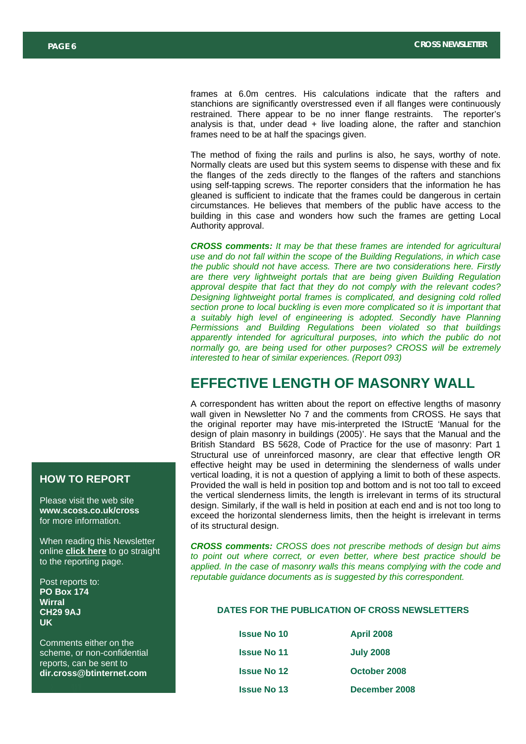frames at 6.0m centres. His calculations indicate that the rafters and stanchions are significantly overstressed even if all flanges were continuously restrained. There appear to be no inner flange restraints. The reporter's analysis is that, under dead + live loading alone, the rafter and stanchion frames need to be at half the spacings given.

The method of fixing the rails and purlins is also, he says, worthy of note. Normally cleats are used but this system seems to dispense with these and fix the flanges of the zeds directly to the flanges of the rafters and stanchions using self-tapping screws. The reporter considers that the information he has gleaned is sufficient to indicate that the frames could be dangerous in certain circumstances. He believes that members of the public have access to the building in this case and wonders how such the frames are getting Local Authority approval.

***CROSS comments:*** *It may be that these frames are intended for agricultural use and do not fall within the scope of the Building Regulations, in which case the public should not have access. There are two considerations here. Firstly are there very lightweight portals that are being given Building Regulation approval despite that fact that they do not comply with the relevant codes? Designing lightweight portal frames is complicated, and designing cold rolled section prone to local buckling is even more complicated so it is important that a suitably high level of engineering is adopted. Secondly have Planning Permissions and Building Regulations been violated so that buildings apparently intended for agricultural purposes, into which the public do not normally go, are being used for other purposes? CROSS will be extremely interested to hear of similar experiences. (Report 093)*

## EFFECTIVE LENGTH OF MASONRY WALL

A correspondent has written about the report on effective lengths of masonry wall given in Newsletter No 7 and the comments from CROSS. He says that the original reporter may have mis-interpreted the IStructE 'Manual for the design of plain masonry in buildings (2005)'. He says that the Manual and the British Standard BS 5628, Code of Practice for the use of masonry: Part 1 Structural use of unreinforced masonry, are clear that effective length OR effective height may be used in determining the slenderness of walls under vertical loading, it is not a question of applying a limit to both of these aspects. Provided the wall is held in position top and bottom and is not too tall to exceed the vertical slenderness limits, the length is irrelevant in terms of its structural design. Similarly, if the wall is held in position at each end and is not too long to exceed the horizontal slenderness limits, then the height is irrelevant in terms of its structural design.

***CROSS comments:*** *CROSS does not prescribe methods of design but aims to point out where correct, or even better, where best practice should be applied. In the case of masonry walls this means complying with the code and reputable guidance documents as is suggested by this correspondent.*

### HOW TO REPORT

Please visit the web site **www.scoss.co.uk/cross** for more information.

When reading this Newsletter online **click here** to go straight to the reporting page.

Post reports to:
**PO Box 174**
**Wirral**
**CH29 9AJ**
**UK**

Comments either on the scheme, or non-confidential reports, can be sent to **dir.cross@btinternet.com**

#### DATES FOR THE PUBLICATION OF CROSS NEWSLETTERS

| | |
|---|---|
| **Issue No 10** | **April 2008** |
| **Issue No 11** | **July 2008** |
| **Issue No 12** | **October 2008** |
| **Issue No 13** | **December 2008** |